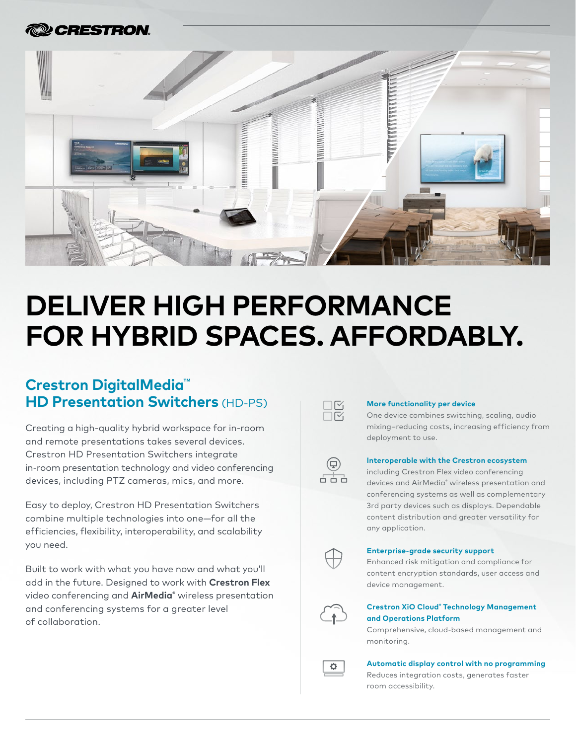# DELIVER HIGH PERFORMANCE FOR HYBRID SPACES. AFFORDABLY.

## Crestron DigitalMedia™ HD Presentation Switchers (HD-PS)

Creating a high-quality hybrid workspace for in-room and remote presentations takes several devices. Crestron HD Presentation Switchers integrate in-room presentation technology and video conferencing devices, including PTZ cameras, mics, and more.

Easy to deploy, Crestron HD Presentation Switchers combine multiple technologies into one—for all the efficiencies, flexibility, interoperability, and scalability you need.

Built to work with what you have now and what you'll add in the future. Designed to work with **Crestron Flex** video conferencing and **AirMedia®** wireless presentation and conferencing systems for a greater level of collaboration.

**More functionality per device**
One device combines switching, scaling, audio mixing–reducing costs, increasing efficiency from deployment to use.

**Interoperable with the Crestron ecosystem**
including Crestron Flex video conferencing devices and AirMedia® wireless presentation and conferencing systems as well as complementary 3rd party devices such as displays. Dependable content distribution and greater versatility for any application.

**Enterprise-grade security support**
Enhanced risk mitigation and compliance for content encryption standards, user access and device management.

**Crestron XiO Cloud® Technology Management and Operations Platform**
Comprehensive, cloud-based management and monitoring.

**Automatic display control with no programming**
Reduces integration costs, generates faster room accessibility.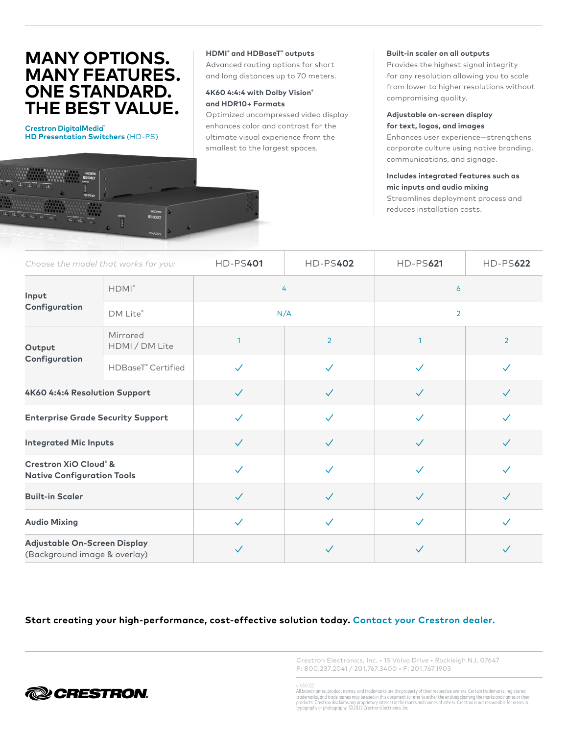# MANY OPTIONS. MANY FEATURES. ONE STANDARD. THE BEST VALUE.

**Crestron DigitalMedia™ HD Presentation Switchers** (HD-PS)

**HDMI® and HDBaseT® outputs**
Advanced routing options for short and long distances up to 70 meters.

**4K60 4:4:4 with Dolby Vision® and HDR10+ Formats**
Optimized uncompressed video display enhances color and contrast for the ultimate visual experience from the smallest to the largest spaces.

**Built-in scaler on all outputs**
Provides the highest signal integrity for any resolution allowing you to scale from lower to higher resolutions without compromising quality.

**Adjustable on-screen display for text, logos, and images**
Enhances user experience—strengthens corporate culture using native branding, communications, and signage.

**Includes integrated features such as mic inputs and audio mixing**
Streamlines deployment process and reduces installation costs.

| *Choose the model that works for you:* | | HD-PS**401** | HD-PS**402** | HD-PS**621** | HD-PS**622** |
|---|---|---|---|---|---|
| **Input Configuration** | HDMI® | 4 | | 6 | |
| | DM Lite® | N/A | | 2 | |
| **Output Configuration** | Mirrored HDMI / DM Lite | 1 | 2 | 1 | 2 |
| | HDBaseT® Certified | ✓ | ✓ | ✓ | ✓ |
| **4K60 4:4:4 Resolution Support** | | ✓ | ✓ | ✓ | ✓ |
| **Enterprise Grade Security Support** | | ✓ | ✓ | ✓ | ✓ |
| **Integrated Mic Inputs** | | ✓ | ✓ | ✓ | ✓ |
| **Crestron XiO Cloud® & Native Configuration Tools** | | ✓ | ✓ | ✓ | ✓ |
| **Built-in Scaler** | | ✓ | ✓ | ✓ | ✓ |
| **Audio Mixing** | | ✓ | ✓ | ✓ | ✓ |
| **Adjustable On-Screen Display** (Background image & overlay) | | ✓ | ✓ | ✓ | ✓ |

**Start creating your high-performance, cost-effective solution today. Contact your Crestron dealer.**

Crestron Electronics, Inc. • 15 Volvo Drive • Rockleigh NJ, 07647
P: 800.237.2041 / 201.767.3400 • F: 201.767.1903

v. 050322
All brand names, product names, and trademarks are the property of their respective owners. Certain trademarks, registered trademarks, and trade names may be used in this document to refer to either the entities claiming the marks and names or their products. Crestron disclaims any proprietary interest in the marks and names of others. Crestron is not responsible for errors in typography or photography. ©2022 Crestron Electronics, Inc.